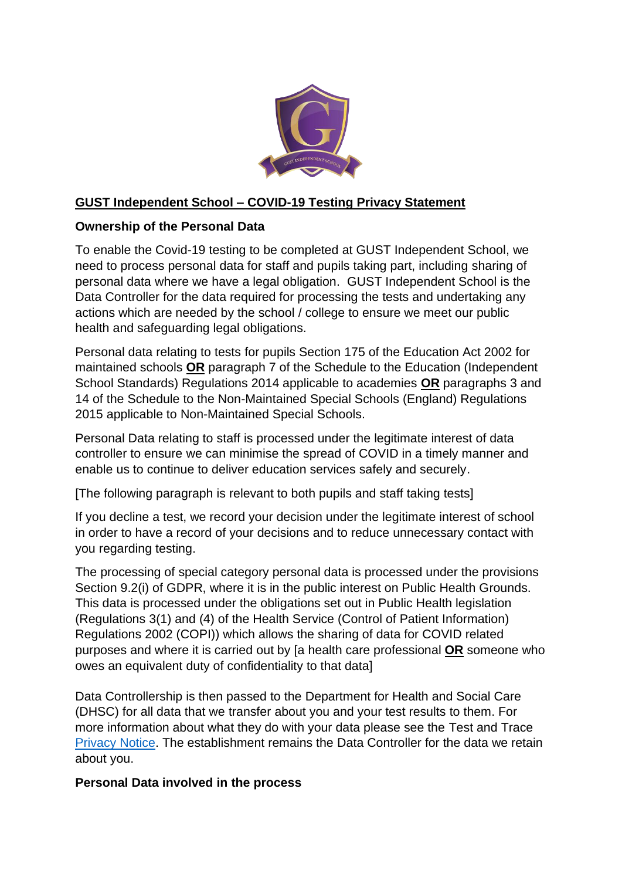## GUST Independent School – COVID-19 Testing Privacy Statement

**Ownership of the Personal Data**

To enable the Covid-19 testing to be completed at GUST Independent School, we need to process personal data for staff and pupils taking part, including sharing of personal data where we have a legal obligation. GUST Independent School is the Data Controller for the data required for processing the tests and undertaking any actions which are needed by the school / college to ensure we meet our public health and safeguarding legal obligations.

Personal data relating to tests for pupils Section 175 of the Education Act 2002 for maintained schools **OR** paragraph 7 of the Schedule to the Education (Independent School Standards) Regulations 2014 applicable to academies **OR** paragraphs 3 and 14 of the Schedule to the Non-Maintained Special Schools (England) Regulations 2015 applicable to Non-Maintained Special Schools.

Personal Data relating to staff is processed under the legitimate interest of data controller to ensure we can minimise the spread of COVID in a timely manner and enable us to continue to deliver education services safely and securely.

[The following paragraph is relevant to both pupils and staff taking tests]

If you decline a test, we record your decision under the legitimate interest of school in order to have a record of your decisions and to reduce unnecessary contact with you regarding testing.

The processing of special category personal data is processed under the provisions Section 9.2(i) of GDPR, where it is in the public interest on Public Health Grounds. This data is processed under the obligations set out in Public Health legislation (Regulations 3(1) and (4) of the Health Service (Control of Patient Information) Regulations 2002 (COPI)) which allows the sharing of data for COVID related purposes and where it is carried out by [a health care professional **OR** someone who owes an equivalent duty of confidentiality to that data]

Data Controllership is then passed to the Department for Health and Social Care (DHSC) for all data that we transfer about you and your test results to them. For more information about what they do with your data please see the Test and Trace Privacy Notice. The establishment remains the Data Controller for the data we retain about you.

**Personal Data involved in the process**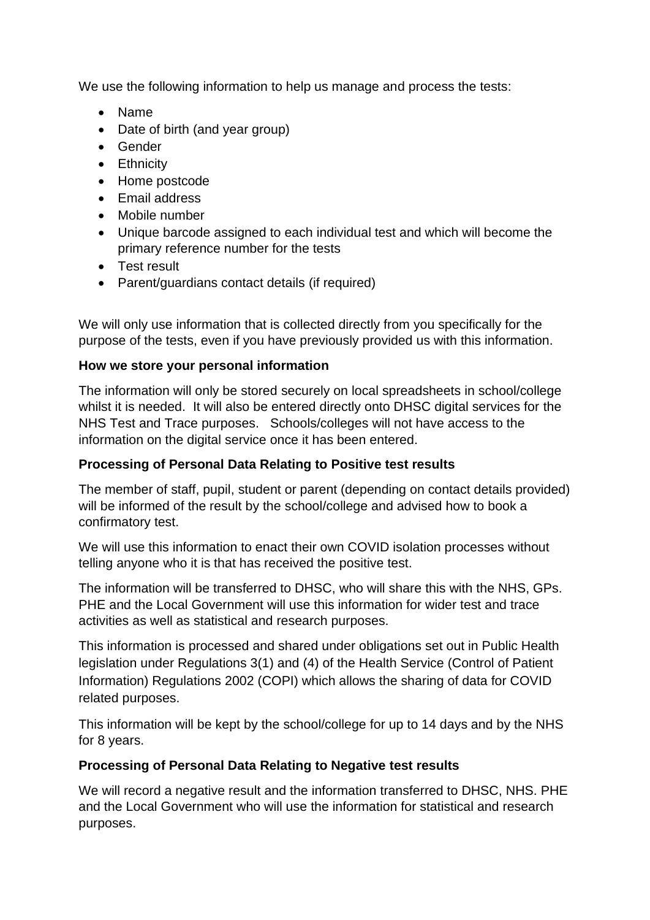We use the following information to help us manage and process the tests:

- Name
- Date of birth (and year group)
- Gender
- Ethnicity
- Home postcode
- Email address
- Mobile number
- Unique barcode assigned to each individual test and which will become the primary reference number for the tests
- Test result
- Parent/guardians contact details (if required)

We will only use information that is collected directly from you specifically for the purpose of the tests, even if you have previously provided us with this information.

**How we store your personal information**

The information will only be stored securely on local spreadsheets in school/college whilst it is needed. It will also be entered directly onto DHSC digital services for the NHS Test and Trace purposes. Schools/colleges will not have access to the information on the digital service once it has been entered.

**Processing of Personal Data Relating to Positive test results**

The member of staff, pupil, student or parent (depending on contact details provided) will be informed of the result by the school/college and advised how to book a confirmatory test.

We will use this information to enact their own COVID isolation processes without telling anyone who it is that has received the positive test.

The information will be transferred to DHSC, who will share this with the NHS, GPs. PHE and the Local Government will use this information for wider test and trace activities as well as statistical and research purposes.

This information is processed and shared under obligations set out in Public Health legislation under Regulations 3(1) and (4) of the Health Service (Control of Patient Information) Regulations 2002 (COPI) which allows the sharing of data for COVID related purposes.

This information will be kept by the school/college for up to 14 days and by the NHS for 8 years.

**Processing of Personal Data Relating to Negative test results**

We will record a negative result and the information transferred to DHSC, NHS. PHE and the Local Government who will use the information for statistical and research purposes.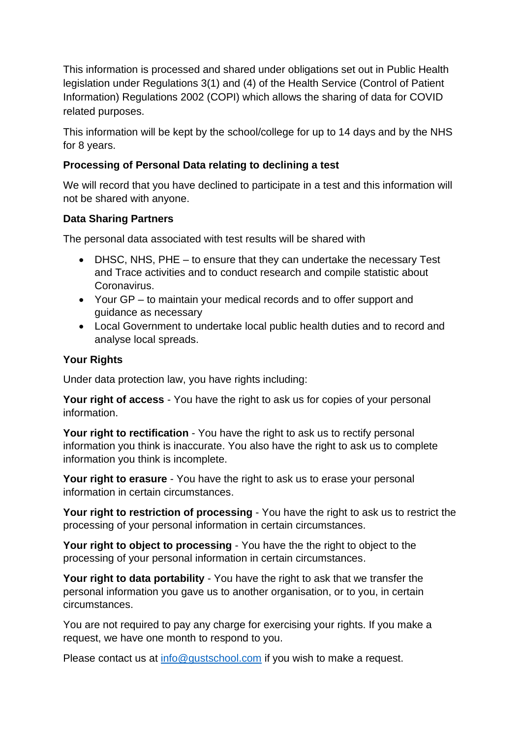This information is processed and shared under obligations set out in Public Health legislation under Regulations 3(1) and (4) of the Health Service (Control of Patient Information) Regulations 2002 (COPI) which allows the sharing of data for COVID related purposes.

This information will be kept by the school/college for up to 14 days and by the NHS for 8 years.

**Processing of Personal Data relating to declining a test**

We will record that you have declined to participate in a test and this information will not be shared with anyone.

**Data Sharing Partners**

The personal data associated with test results will be shared with

- DHSC, NHS, PHE – to ensure that they can undertake the necessary Test and Trace activities and to conduct research and compile statistic about Coronavirus.
- Your GP – to maintain your medical records and to offer support and guidance as necessary
- Local Government to undertake local public health duties and to record and analyse local spreads.

**Your Rights**

Under data protection law, you have rights including:

**Your right of access** - You have the right to ask us for copies of your personal information.

**Your right to rectification** - You have the right to ask us to rectify personal information you think is inaccurate. You also have the right to ask us to complete information you think is incomplete.

**Your right to erasure** - You have the right to ask us to erase your personal information in certain circumstances.

**Your right to restriction of processing** - You have the right to ask us to restrict the processing of your personal information in certain circumstances.

**Your right to object to processing** - You have the the right to object to the processing of your personal information in certain circumstances.

**Your right to data portability** - You have the right to ask that we transfer the personal information you gave us to another organisation, or to you, in certain circumstances.

You are not required to pay any charge for exercising your rights. If you make a request, we have one month to respond to you.

Please contact us at [info@gustschool.com](mailto:info@gustschool.com) if you wish to make a request.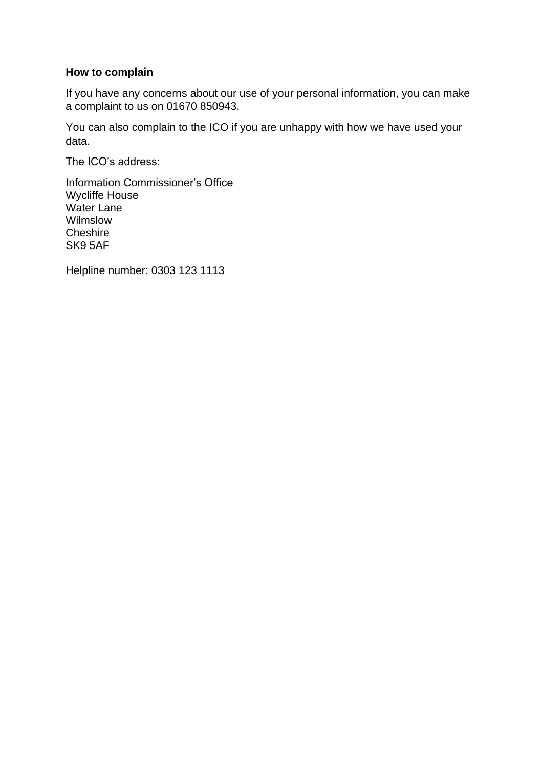**How to complain**

If you have any concerns about our use of your personal information, you can make a complaint to us on 01670 850943.

You can also complain to the ICO if you are unhappy with how we have used your data.

The ICO's address:

Information Commissioner's Office
Wycliffe House
Water Lane
Wilmslow
Cheshire
SK9 5AF

Helpline number: 0303 123 1113